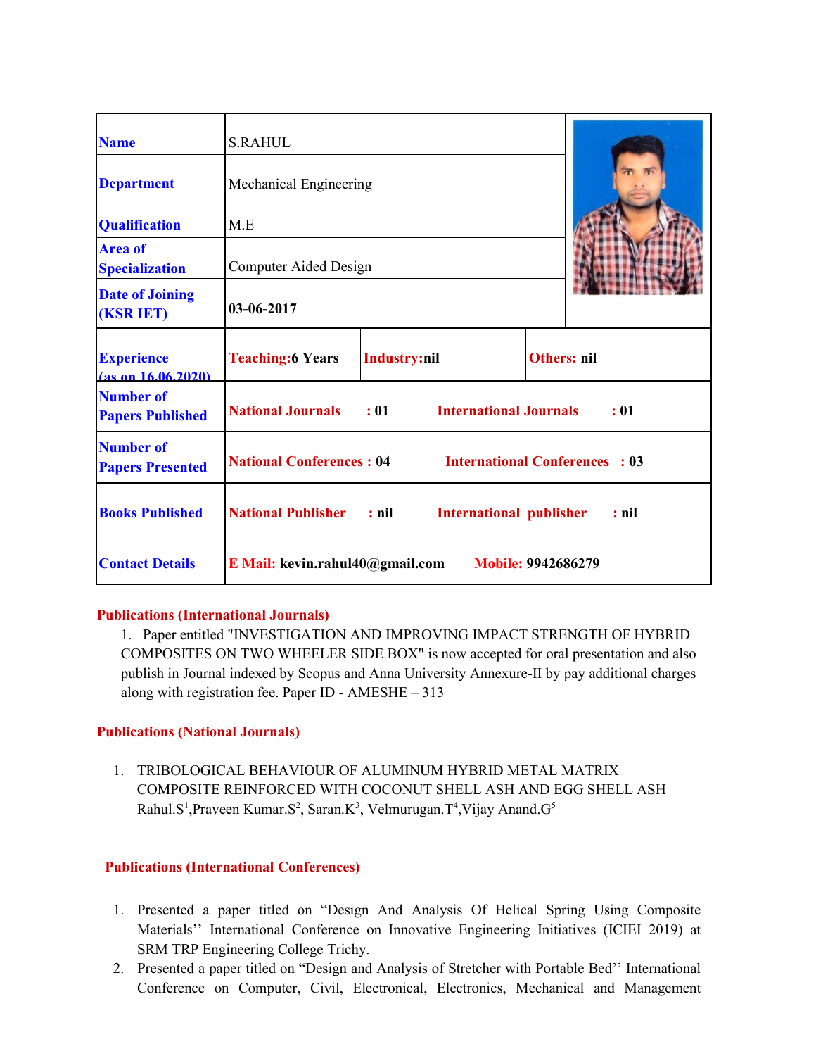| Name | S.RAHUL | | |
|---|---|---|---|
| Department | Mechanical Engineering | | |
| Qualification | M.E | | |
| Area of Specialization | Computer Aided Design | | |
| Date of Joining (KSR IET) | **03-06-2017** | | |
| Experience (as on 16.06.2020) | **Teaching:6 Years** | **Industry:nil** | **Others: nil** |
| Number of Papers Published | **National Journals : 01** | **International Journals : 01** | |
| Number of Papers Presented | **National Conferences : 04** | **International Conferences : 03** | |
| Books Published | **National Publisher : nil** | **International publisher : nil** | |
| Contact Details | **E Mail: kevin.rahul40@gmail.com** | **Mobile: 9942686279** | |

## Publications (International Journals)

1. Paper entitled "INVESTIGATION AND IMPROVING IMPACT STRENGTH OF HYBRID COMPOSITES ON TWO WHEELER SIDE BOX" is now accepted for oral presentation and also publish in Journal indexed by Scopus and Anna University Annexure-II by pay additional charges along with registration fee. Paper ID - AMESHE – 313

## Publications (National Journals)

1. TRIBOLOGICAL BEHAVIOUR OF ALUMINUM HYBRID METAL MATRIX COMPOSITE REINFORCED WITH COCONUT SHELL ASH AND EGG SHELL ASH Rahul.S[1],Praveen Kumar.S[2], Saran.K[3], Velmurugan.T[4],Vijay Anand.G[5]

## Publications (International Conferences)

1. Presented a paper titled on "Design And Analysis Of Helical Spring Using Composite Materials'' International Conference on Innovative Engineering Initiatives (ICIEI 2019) at SRM TRP Engineering College Trichy.
2. Presented a paper titled on "Design and Analysis of Stretcher with Portable Bed'' International Conference on Computer, Civil, Electronical, Electronics, Mechanical and Management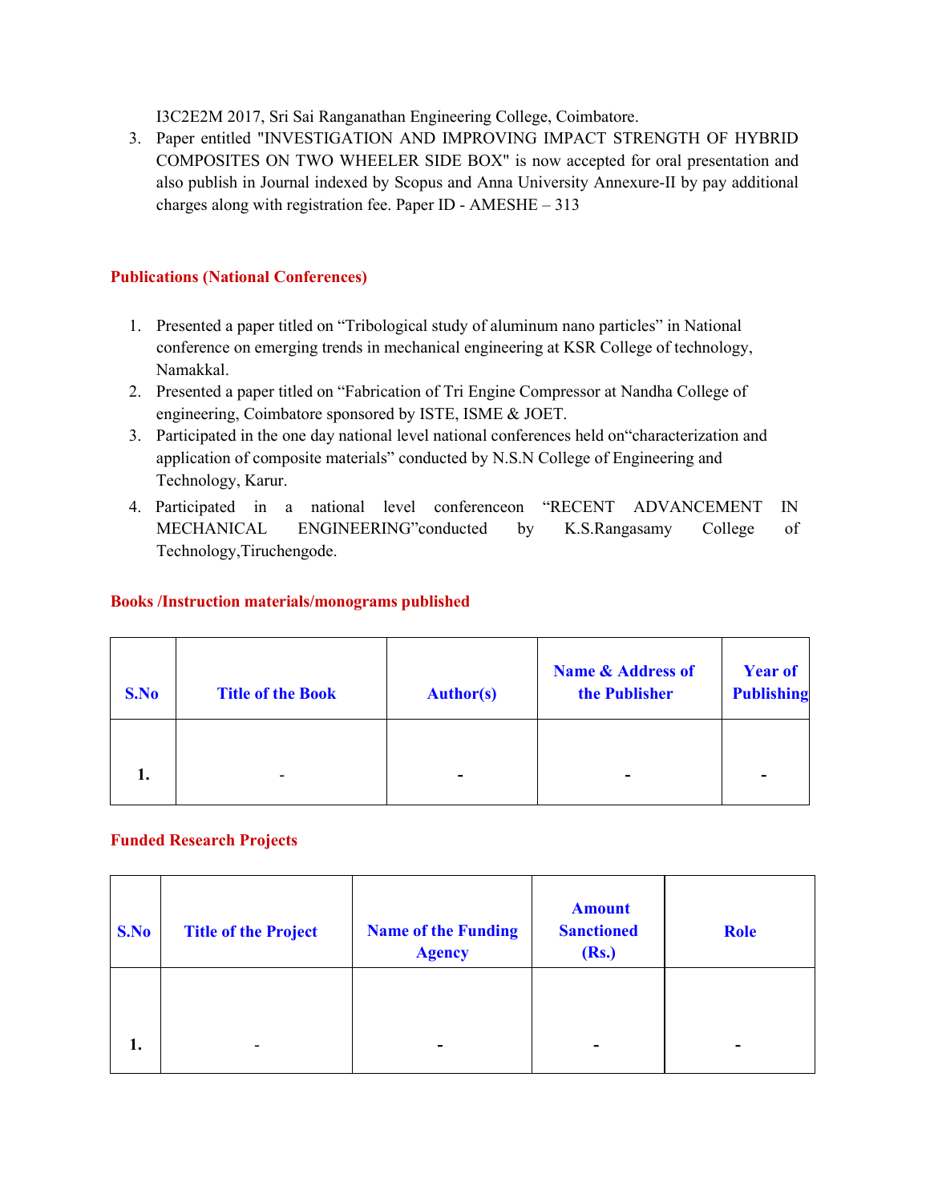I3C2E2M 2017, Sri Sai Ranganathan Engineering College, Coimbatore.

3. Paper entitled "INVESTIGATION AND IMPROVING IMPACT STRENGTH OF HYBRID COMPOSITES ON TWO WHEELER SIDE BOX" is now accepted for oral presentation and also publish in Journal indexed by Scopus and Anna University Annexure-II by pay additional charges along with registration fee. Paper ID - AMESHE – 313

## Publications (National Conferences)

1. Presented a paper titled on "Tribological study of aluminum nano particles" in National conference on emerging trends in mechanical engineering at KSR College of technology, Namakkal.
2. Presented a paper titled on "Fabrication of Tri Engine Compressor at Nandha College of engineering, Coimbatore sponsored by ISTE, ISME & JOET.
3. Participated in the one day national level national conferences held on"characterization and application of composite materials" conducted by N.S.N College of Engineering and Technology, Karur.
4. Participated in a national level conferenceon "RECENT ADVANCEMENT IN MECHANICAL ENGINEERING"conducted by K.S.Rangasamy College of Technology,Tiruchengode.

## Books /Instruction materials/monograms published

| S.No | Title of the Book | Author(s) | Name & Address of the Publisher | Year of Publishing |
|---|---|---|---|---|
| 1. | - | - | - | - |

## Funded Research Projects

| S.No | Title of the Project | Name of the Funding Agency | Amount Sanctioned (Rs.) | Role |
|---|---|---|---|---|
| 1. | - | - | - | - |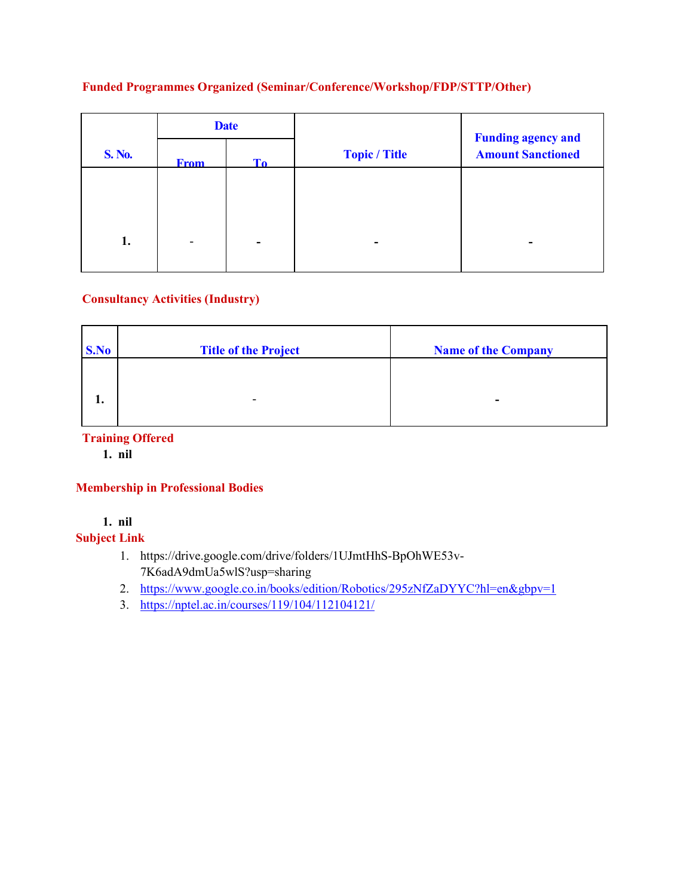### Funded Programmes Organized (Seminar/Conference/Workshop/FDP/STTP/Other)

| S. No. | Date | | Topic / Title | Funding agency and Amount Sanctioned |
|---|---|---|---|---|
| | From | To | | |
| 1. | - | - | - | - |

### Consultancy Activities (Industry)

| S.No | Title of the Project | Name of the Company |
|---|---|---|
| 1. | - | - |

### Training Offered

1. nil

### Membership in Professional Bodies

1. nil

### Subject Link

1. https://drive.google.com/drive/folders/1UJmtHhS-BpOhWE53v-7K6adA9dmUa5wlS?usp=sharing
2. https://www.google.co.in/books/edition/Robotics/295zNfZaDYYC?hl=en&gbpv=1
3. https://nptel.ac.in/courses/119/104/112104121/